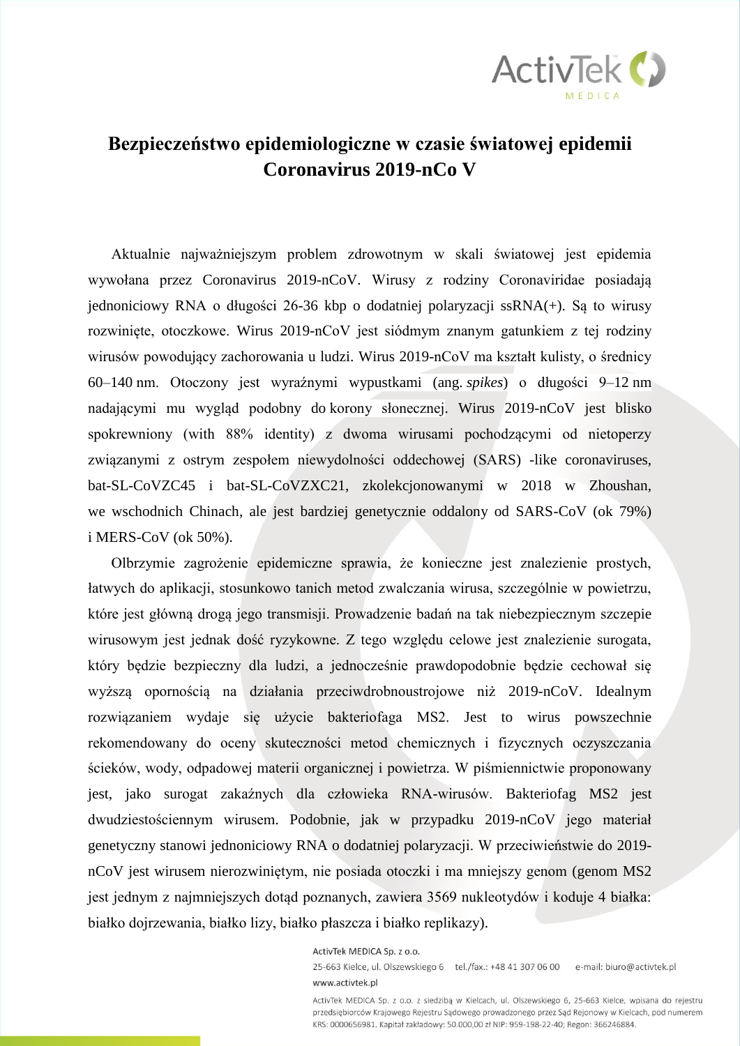# Bezpieczeństwo epidemiologiczne w czasie światowej epidemii Coronavirus 2019-nCo V

Aktualnie najważniejszym problem zdrowotnym w skali światowej jest epidemia wywołana przez Coronavirus 2019-nCoV. Wirusy z rodziny Coronaviridae posiadają jednoniciowy RNA o długości 26-36 kbp o dodatniej polaryzacji ssRNA(+). Są to wirusy rozwinięte, otoczkowe. Wirus 2019-nCoV jest siódmym znanym gatunkiem z tej rodziny wirusów powodujący zachorowania u ludzi. Wirus 2019-nCoV ma kształt kulisty, o średnicy 60–140 nm. Otoczony jest wyraźnymi wypustkami (ang. *spikes*) o długości 9–12 nm nadającymi mu wygląd podobny do korony słonecznej. Wirus 2019-nCoV jest blisko spokrewniony (with 88% identity) z dwoma wirusami pochodzącymi od nietoperzy związanymi z ostrym zespołem niewydolności oddechowej (SARS) -like coronaviruses, bat-SL-CoVZC45 i bat-SL-CoVZXC21, zkolekcjonowanymi w 2018 w Zhoushan, we wschodnich Chinach, ale jest bardziej genetycznie oddalony od SARS-CoV (ok 79%) i MERS-CoV (ok 50%).

Olbrzymie zagrożenie epidemiczne sprawia, że konieczne jest znalezienie prostych, łatwych do aplikacji, stosunkowo tanich metod zwalczania wirusa, szczególnie w powietrzu, które jest główną drogą jego transmisji. Prowadzenie badań na tak niebezpiecznym szczepie wirusowym jest jednak dość ryzykowne. Z tego względu celowe jest znalezienie surogata, który będzie bezpieczny dla ludzi, a jednocześnie prawdopodobnie będzie cechował się wyższą opornością na działania przeciwdrobnoustrojowe niż 2019-nCoV. Idealnym rozwiązaniem wydaje się użycie bakteriofaga MS2. Jest to wirus powszechnie rekomendowany do oceny skuteczności metod chemicznych i fizycznych oczyszczania ścieków, wody, odpadowej materii organicznej i powietrza. W piśmiennictwie proponowany jest, jako surogat zakaźnych dla człowieka RNA-wirusów. Bakteriofag MS2 jest dwudziestościennym wirusem. Podobnie, jak w przypadku 2019-nCoV jego materiał genetyczny stanowi jednoniciowy RNA o dodatniej polaryzacji. W przeciwieństwie do 2019-nCoV jest wirusem nierozwiniętym, nie posiada otoczki i ma mniejszy genom (genom MS2 jest jednym z najmniejszych dotąd poznanych, zawiera 3569 nukleotydów i koduje 4 białka: białko dojrzewania, białko lizy, białko płaszcza i białko replikazy).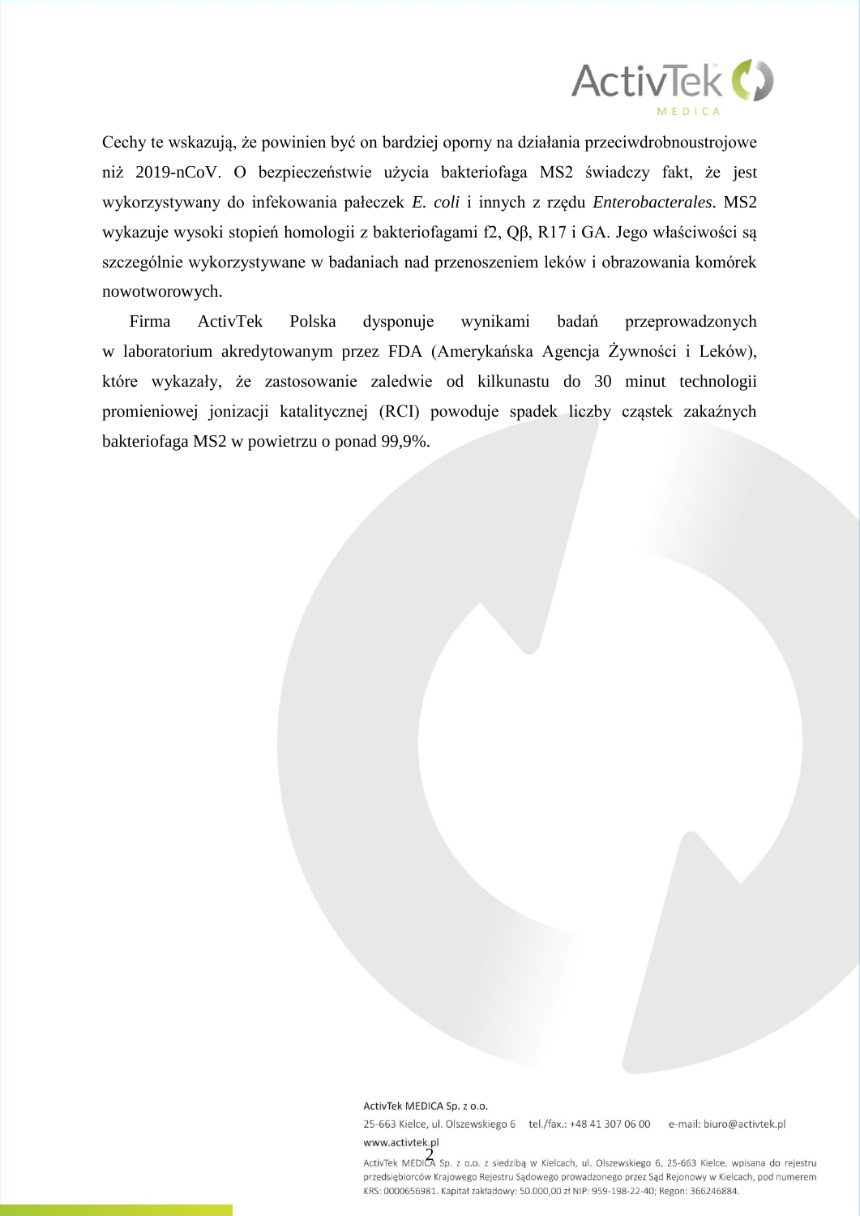Cechy te wskazują, że powinien być on bardziej oporny na działania przeciwdrobnoustrojowe niż 2019-nCoV. O bezpieczeństwie użycia bakteriofaga MS2 świadczy fakt, że jest wykorzystywany do infekowania pałeczek *E. coli* i innych z rzędu *Enterobacterales*. MS2 wykazuje wysoki stopień homologii z bakteriofagami f2, Qβ, R17 i GA. Jego właściwości są szczególnie wykorzystywane w badaniach nad przenoszeniem leków i obrazowania komórek nowotworowych.

Firma ActivTek Polska dysponuje wynikami badań przeprowadzonych w laboratorium akredytowanym przez FDA (Amerykańska Agencja Żywności i Leków), które wykazały, że zastosowanie zaledwie od kilkunastu do 30 minut technologii promieniowej jonizacji katalitycznej (RCI) powoduje spadek liczby cząstek zakaźnych bakteriofaga MS2 w powietrzu o ponad 99,9%.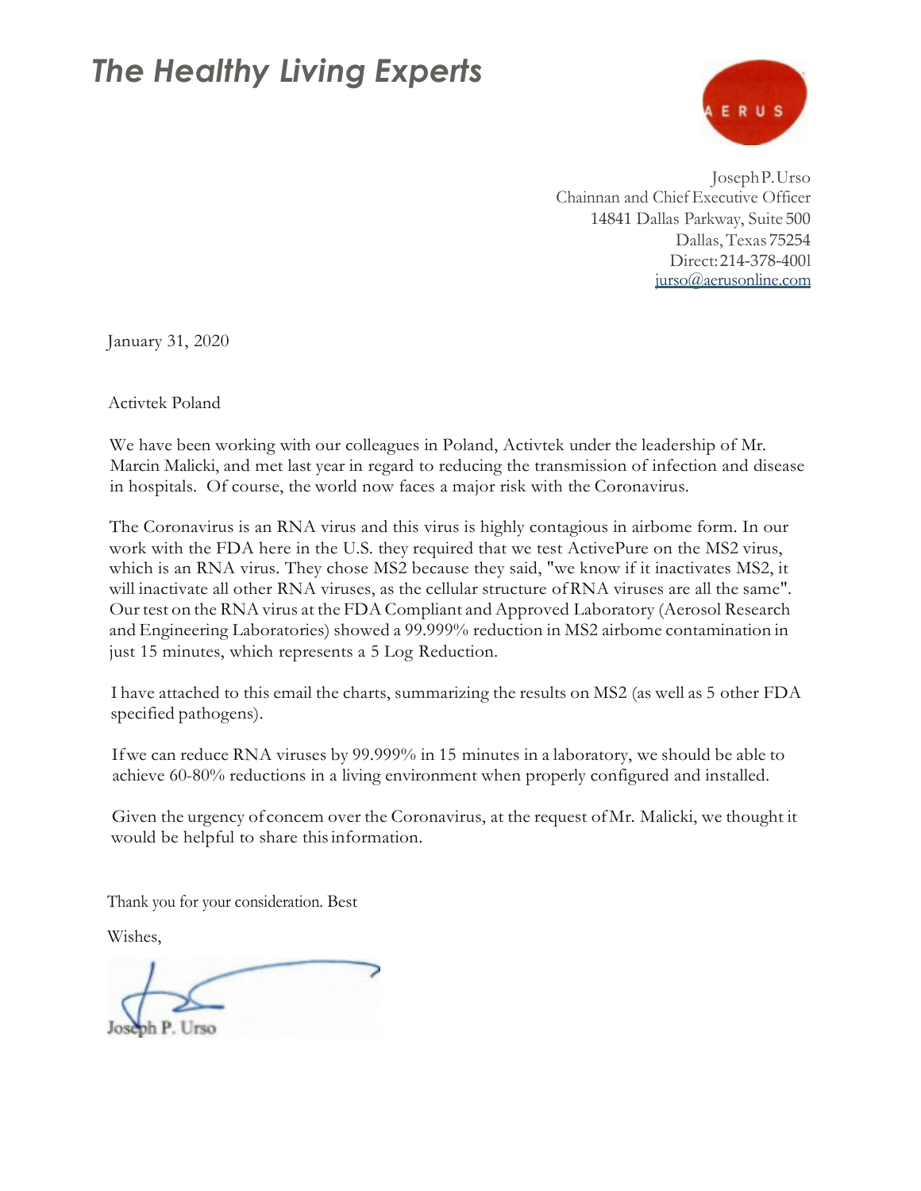# *The Healthy Living Experts*

AERUS

Joseph P. Urso
Chainnan and Chief Executive Officer
14841 Dallas Parkway, Suite 500
Dallas, Texas 75254
Direct: 214-378-4001
jurso@aerusonline.com

January 31, 2020

Activtek Poland

We have been working with our colleagues in Poland, Activtek under the leadership of Mr. Marcin Malicki, and met last year in regard to reducing the transmission of infection and disease in hospitals. Of course, the world now faces a major risk with the Coronavirus.

The Coronavirus is an RNA virus and this virus is highly contagious in airbome form. In our work with the FDA here in the U.S. they required that we test ActivePure on the MS2 virus, which is an RNA virus. They chose MS2 because they said, "we know if it inactivates MS2, it will inactivate all other RNA viruses, as the cellular structure of RNA viruses are all the same". Our test on the RNA virus at the FDA Compliant and Approved Laboratory (Aerosol Research and Engineering Laboratories) showed a 99.999% reduction in MS2 airbome contamination in just 15 minutes, which represents a 5 Log Reduction.

I have attached to this email the charts, summarizing the results on MS2 (as well as 5 other FDA specified pathogens).

If we can reduce RNA viruses by 99.999% in 15 minutes in a laboratory, we should be able to achieve 60-80% reductions in a living environment when properly configured and installed.

Given the urgency of concem over the Coronavirus, at the request of Mr. Malicki, we thought it would be helpful to share this information.

Thank you for your consideration. Best

Wishes,

Joseph P. Urso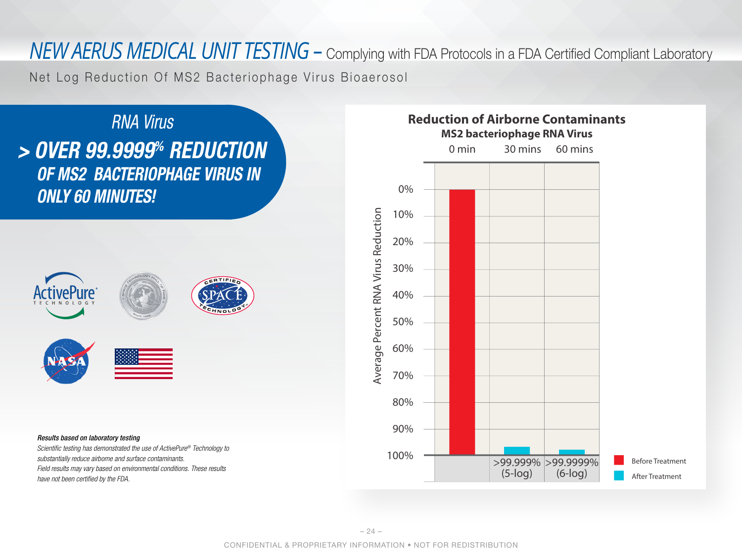# *NEW AERUS MEDICAL UNIT TESTING –* Complying with FDA Protocols in a FDA Certified Compliant Laboratory

Net Log Reduction Of MS2 Bacteriophage Virus Bioaerosol

## *RNA Virus*

## ***> OVER 99.9999% REDUCTION OF MS2 BACTERIOPHAGE VIRUS IN ONLY 60 MINUTES!***

**Reduction of Airborne Contaminants**

**MS2 bacteriophage RNA Virus**

| | 0 min | 30 mins | 60 mins |
|---|---|---|---|
| Average Percent RNA Virus Reduction | Before Treatment | >99.999% (5-log) | >99.9999% (6-log) |

***Results based on laboratory testing***

*Scientific testing has demonstrated the use of ActivePure® Technology to substantially reduce airborne and surface contaminants.*

*Field results may vary based on environmental conditions. These results have not been certified by the FDA.*

CONFIDENTIAL & PROPRIETARY INFORMATION • NOT FOR REDISTRIBUTION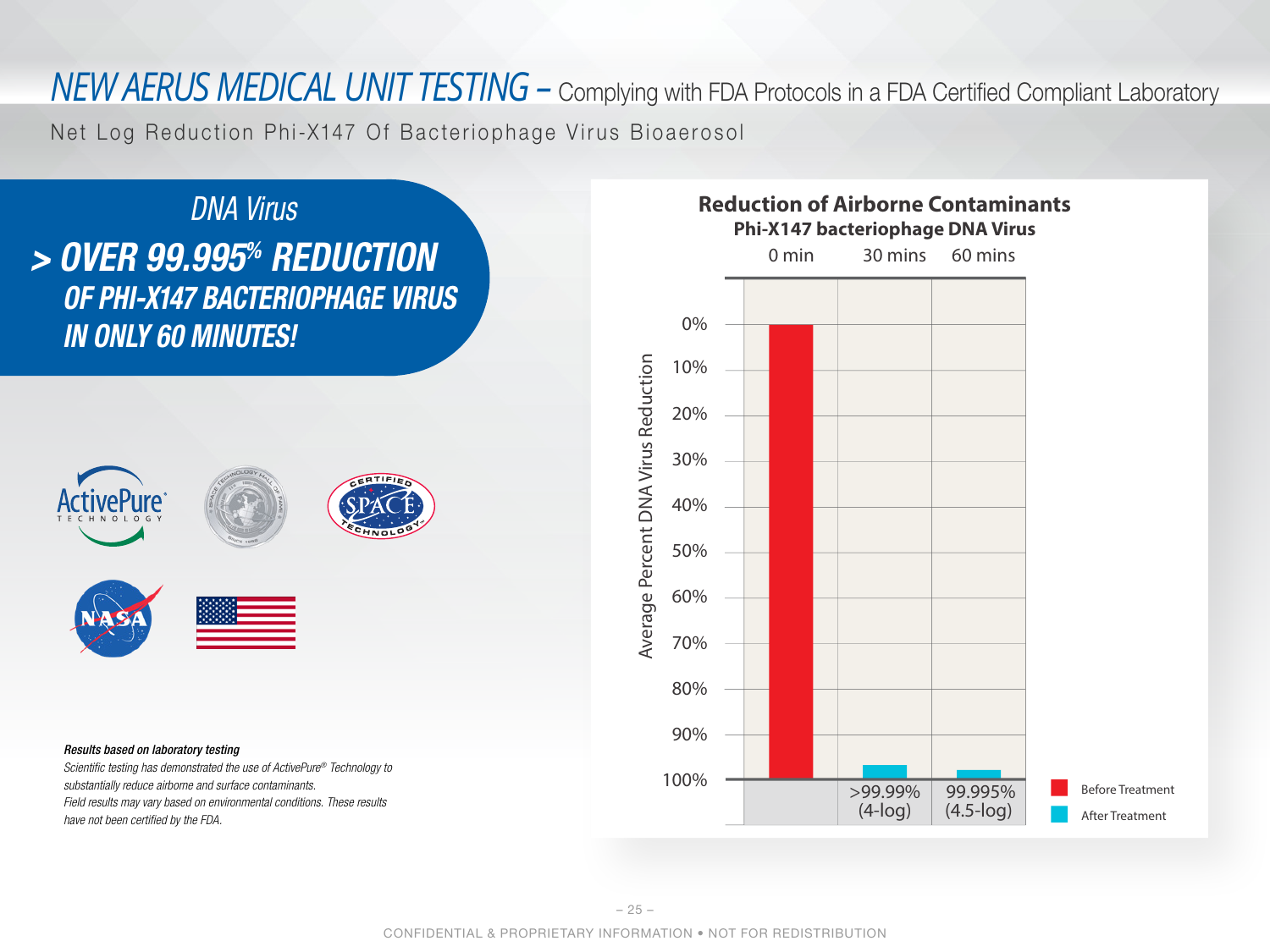# *NEW AERUS MEDICAL UNIT TESTING* – Complying with FDA Protocols in a FDA Certified Compliant Laboratory

Net Log Reduction Phi-X147 Of Bacteriophage Virus Bioaerosol

*DNA Virus*

## *> OVER 99.995% REDUCTION OF PHI-X147 BACTERIOPHAGE VIRUS IN ONLY 60 MINUTES!*

**Reduction of Airborne Contaminants**
**Phi-X147 bacteriophage DNA Virus**

| | 0 min | 30 mins | 60 mins |
|---|---|---|---|
| Before Treatment | 0% | | |
| After Treatment | | >99.99% (4-log) | 99.995% (4.5-log) |

Average Percent DNA Virus Reduction

***Results based on laboratory testing***

*Scientific testing has demonstrated the use of ActivePure® Technology to substantially reduce airborne and surface contaminants.*
*Field results may vary based on environmental conditions. These results have not been certified by the FDA.*

CONFIDENTIAL & PROPRIETARY INFORMATION • NOT FOR REDISTRIBUTION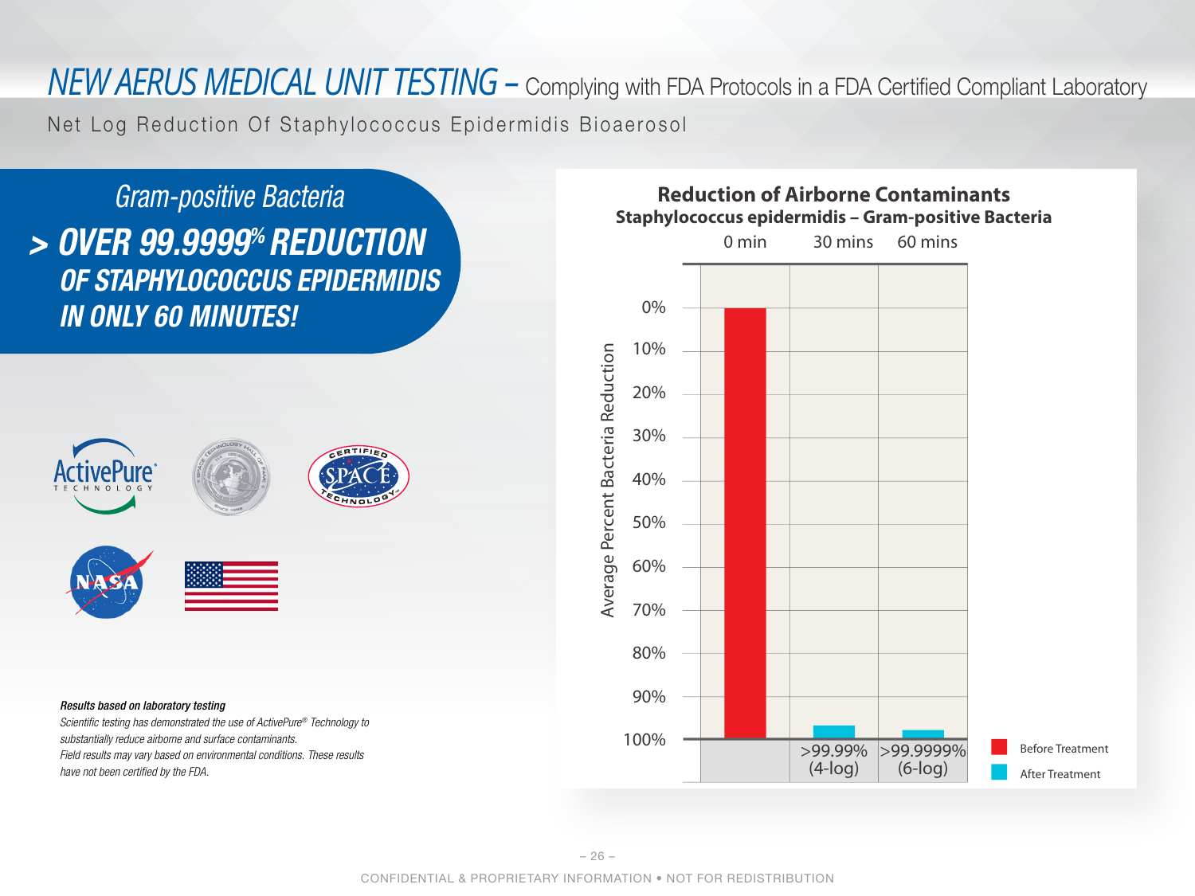# *NEW AERUS MEDICAL UNIT TESTING* – Complying with FDA Protocols in a FDA Certified Compliant Laboratory

Net Log Reduction Of Staphylococcus Epidermidis Bioaerosol

*Gram-positive Bacteria*

## *> OVER 99.9999% REDUCTION OF STAPHYLOCOCCUS EPIDERMIDIS IN ONLY 60 MINUTES!*

**Reduction of Airborne Contaminants**
**Staphylococcus epidermidis – Gram-positive Bacteria**

| | 0 min | 30 mins | 60 mins |
|---|---|---|---|
| Average Percent Bacteria Reduction | Before Treatment | >99.99% (4-log) | >99.9999% (6-log) |

***Results based on laboratory testing***

*Scientific testing has demonstrated the use of ActivePure® Technology to substantially reduce airborne and surface contaminants.*
*Field results may vary based on environmental conditions. These results have not been certified by the FDA.*

CONFIDENTIAL & PROPRIETARY INFORMATION • NOT FOR REDISTRIBUTION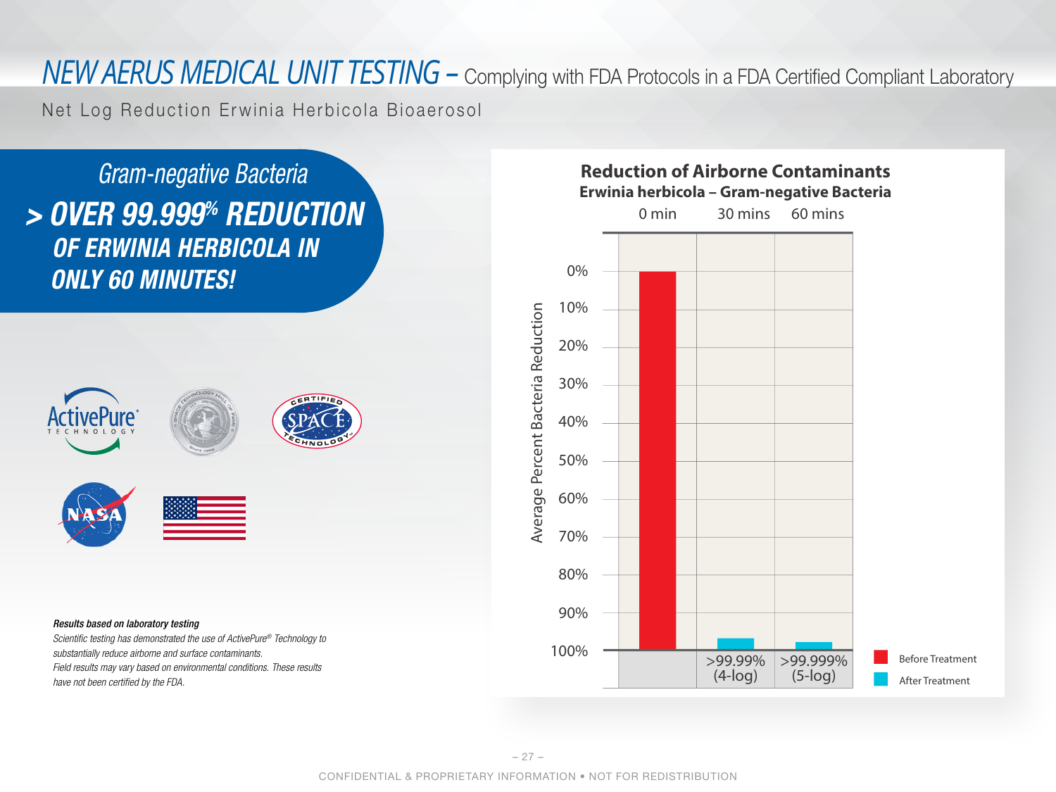# *NEW AERUS MEDICAL UNIT TESTING* – Complying with FDA Protocols in a FDA Certified Compliant Laboratory

Net Log Reduction Erwinia Herbicola Bioaerosol

*Gram-negative Bacteria*

***> OVER 99.999% REDUCTION OF ERWINIA HERBICOLA IN ONLY 60 MINUTES!***

**Reduction of Airborne Contaminants**

**Erwinia herbicola – Gram-negative Bacteria**

| | 0 min | 30 mins | 60 mins |
|---|---|---|---|
| Average Percent Bacteria Reduction | Before Treatment | >99.99% (4-log) | >99.999% (5-log) |

***Results based on laboratory testing***

*Scientific testing has demonstrated the use of ActivePure® Technology to substantially reduce airborne and surface contaminants.*

*Field results may vary based on environmental conditions. These results have not been certified by the FDA.*

CONFIDENTIAL & PROPRIETARY INFORMATION • NOT FOR REDISTRIBUTION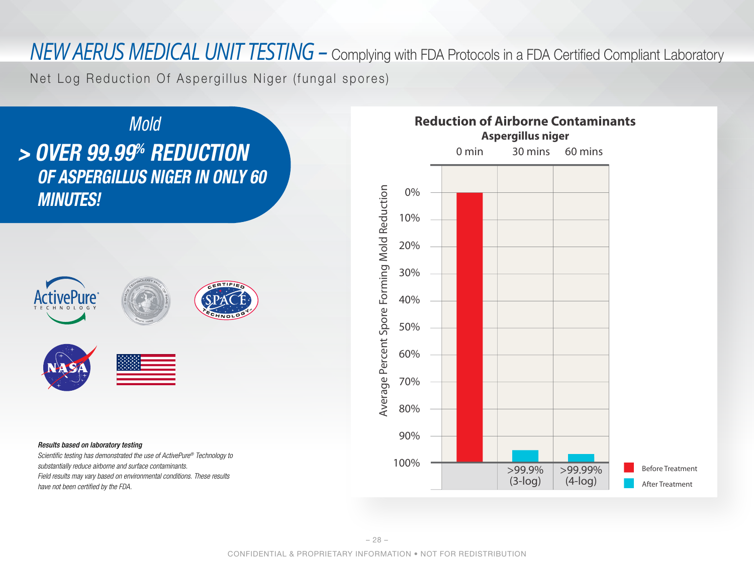# *NEW AERUS MEDICAL UNIT TESTING* – Complying with FDA Protocols in a FDA Certified Compliant Laboratory

Net Log Reduction Of Aspergillus Niger (fungal spores)

## *Mold*

## *> OVER 99.99% REDUCTION OF ASPERGILLUS NIGER IN ONLY 60 MINUTES!*

**Reduction of Airborne Contaminants**

**Aspergillus niger**

| | 0 min | 30 mins | 60 mins |
|---|---|---|---|
| Average Percent Spore Forming Mold Reduction | Before Treatment | >99.9% (3-log) | >99.99% (4-log) |

***Results based on laboratory testing***

*Scientific testing has demonstrated the use of ActivePure® Technology to substantially reduce airborne and surface contaminants.*

*Field results may vary based on environmental conditions. These results have not been certified by the FDA.*

CONFIDENTIAL & PROPRIETARY INFORMATION • NOT FOR REDISTRIBUTION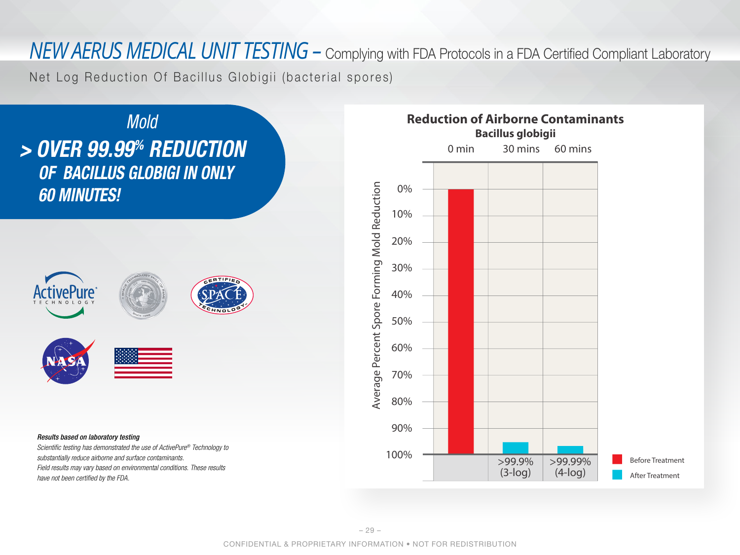# *NEW AERUS MEDICAL UNIT TESTING* – Complying with FDA Protocols in a FDA Certified Compliant Laboratory

Net Log Reduction Of Bacillus Globigii (bacterial spores)

## *Mold*

## *> OVER 99.99% REDUCTION OF BACILLUS GLOBIGI IN ONLY 60 MINUTES!*

**Reduction of Airborne Contaminants**

**Bacillus globigii**

0 min

30 mins

60 mins

Average Percent Spore Forming Mold Reduction

0%
10%
20%
30%
40%
50%
60%
70%
80%
90%
100%

>99.9% (3-log)

>99.99% (4-log)

Before Treatment

After Treatment

***Results based on laboratory testing***

*Scientific testing has demonstrated the use of ActivePure® Technology to substantially reduce airborne and surface contaminants.*
*Field results may vary based on environmental conditions. These results have not been certified by the FDA.*

CONFIDENTIAL & PROPRIETARY INFORMATION • NOT FOR REDISTRIBUTION